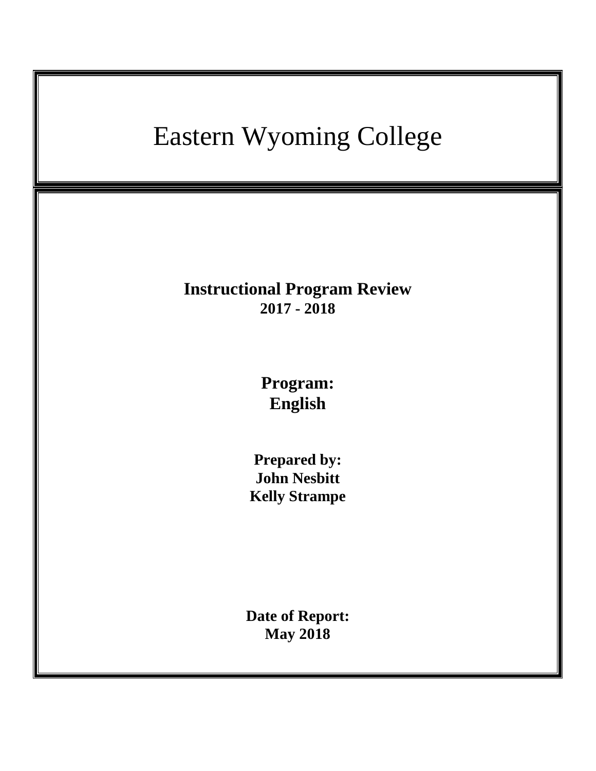# Eastern Wyoming College

**Instructional Program Review**
**2017 - 2018**

**Program:**
**English**

**Prepared by:**
**John Nesbitt**
**Kelly Strampe**

**Date of Report:**
**May 2018**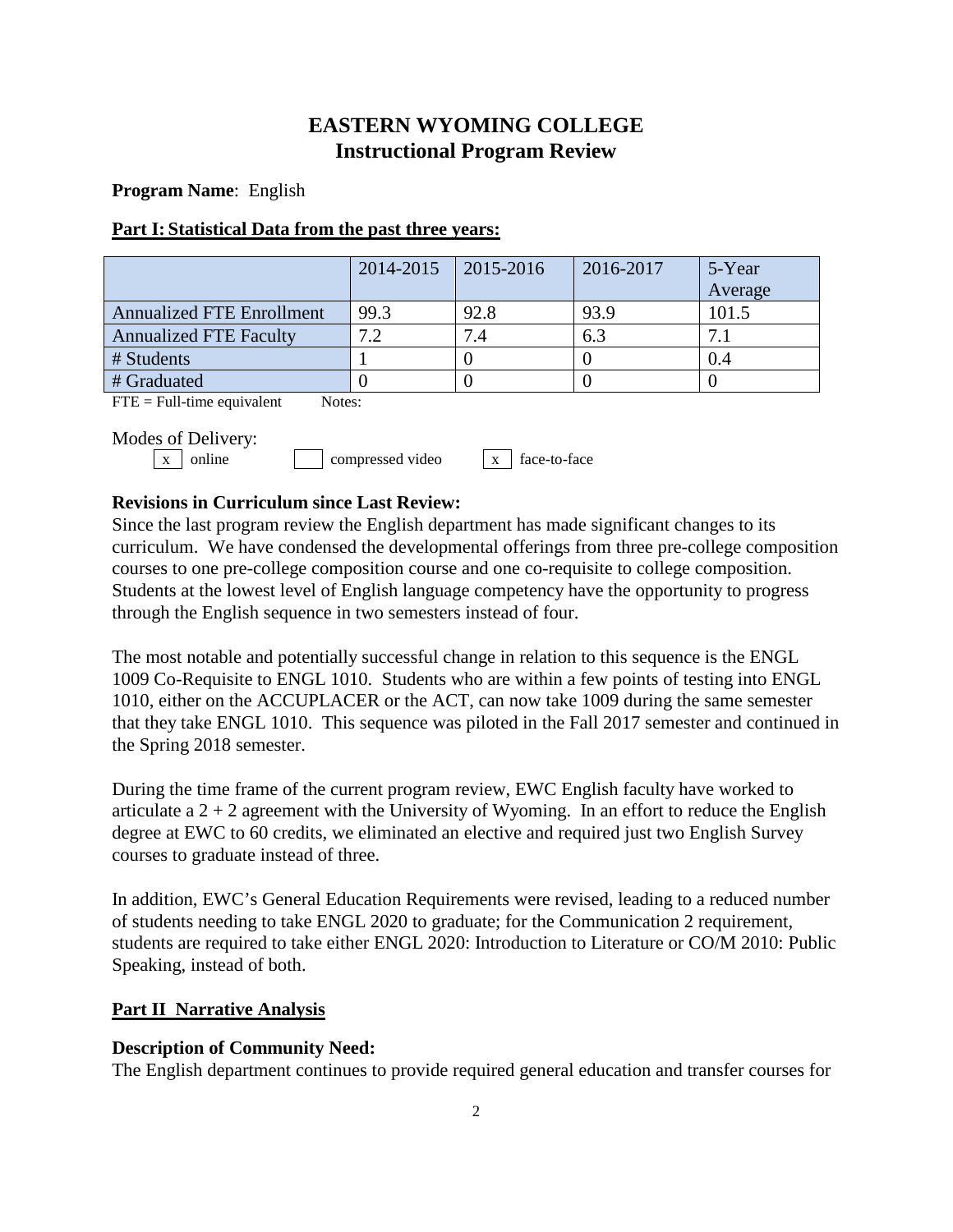# EASTERN WYOMING COLLEGE
# Instructional Program Review

**Program Name**: English

**Part I: Statistical Data from the past three years:**

| | 2014-2015 | 2015-2016 | 2016-2017 | 5-Year Average |
|---|---|---|---|---|
| Annualized FTE Enrollment | 99.3 | 92.8 | 93.9 | 101.5 |
| Annualized FTE Faculty | 7.2 | 7.4 | 6.3 | 7.1 |
| # Students | 1 | 0 | 0 | 0.4 |
| # Graduated | 0 | 0 | 0 | 0 |

FTE = Full-time equivalent Notes:

Modes of Delivery:

[x] online [ ] compressed video [x] face-to-face

**Revisions in Curriculum since Last Review:**

Since the last program review the English department has made significant changes to its curriculum. We have condensed the developmental offerings from three pre-college composition courses to one pre-college composition course and one co-requisite to college composition. Students at the lowest level of English language competency have the opportunity to progress through the English sequence in two semesters instead of four.

The most notable and potentially successful change in relation to this sequence is the ENGL 1009 Co-Requisite to ENGL 1010. Students who are within a few points of testing into ENGL 1010, either on the ACCUPLACER or the ACT, can now take 1009 during the same semester that they take ENGL 1010. This sequence was piloted in the Fall 2017 semester and continued in the Spring 2018 semester.

During the time frame of the current program review, EWC English faculty have worked to articulate a 2 + 2 agreement with the University of Wyoming. In an effort to reduce the English degree at EWC to 60 credits, we eliminated an elective and required just two English Survey courses to graduate instead of three.

In addition, EWC's General Education Requirements were revised, leading to a reduced number of students needing to take ENGL 2020 to graduate; for the Communication 2 requirement, students are required to take either ENGL 2020: Introduction to Literature or CO/M 2010: Public Speaking, instead of both.

## Part II Narrative Analysis

**Description of Community Need:**

The English department continues to provide required general education and transfer courses for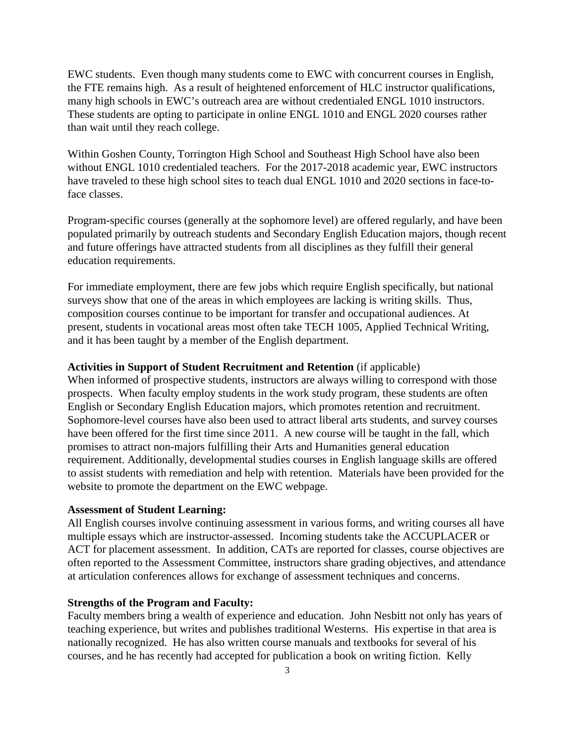EWC students. Even though many students come to EWC with concurrent courses in English, the FTE remains high. As a result of heightened enforcement of HLC instructor qualifications, many high schools in EWC's outreach area are without credentialed ENGL 1010 instructors. These students are opting to participate in online ENGL 1010 and ENGL 2020 courses rather than wait until they reach college.

Within Goshen County, Torrington High School and Southeast High School have also been without ENGL 1010 credentialed teachers. For the 2017-2018 academic year, EWC instructors have traveled to these high school sites to teach dual ENGL 1010 and 2020 sections in face-to-face classes.

Program-specific courses (generally at the sophomore level) are offered regularly, and have been populated primarily by outreach students and Secondary English Education majors, though recent and future offerings have attracted students from all disciplines as they fulfill their general education requirements.

For immediate employment, there are few jobs which require English specifically, but national surveys show that one of the areas in which employees are lacking is writing skills. Thus, composition courses continue to be important for transfer and occupational audiences. At present, students in vocational areas most often take TECH 1005, Applied Technical Writing, and it has been taught by a member of the English department.

**Activities in Support of Student Recruitment and Retention** (if applicable)
When informed of prospective students, instructors are always willing to correspond with those prospects. When faculty employ students in the work study program, these students are often English or Secondary English Education majors, which promotes retention and recruitment. Sophomore-level courses have also been used to attract liberal arts students, and survey courses have been offered for the first time since 2011. A new course will be taught in the fall, which promises to attract non-majors fulfilling their Arts and Humanities general education requirement. Additionally, developmental studies courses in English language skills are offered to assist students with remediation and help with retention. Materials have been provided for the website to promote the department on the EWC webpage.

**Assessment of Student Learning:**
All English courses involve continuing assessment in various forms, and writing courses all have multiple essays which are instructor-assessed. Incoming students take the ACCUPLACER or ACT for placement assessment. In addition, CATs are reported for classes, course objectives are often reported to the Assessment Committee, instructors share grading objectives, and attendance at articulation conferences allows for exchange of assessment techniques and concerns.

**Strengths of the Program and Faculty:**
Faculty members bring a wealth of experience and education. John Nesbitt not only has years of teaching experience, but writes and publishes traditional Westerns. His expertise in that area is nationally recognized. He has also written course manuals and textbooks for several of his courses, and he has recently had accepted for publication a book on writing fiction. Kelly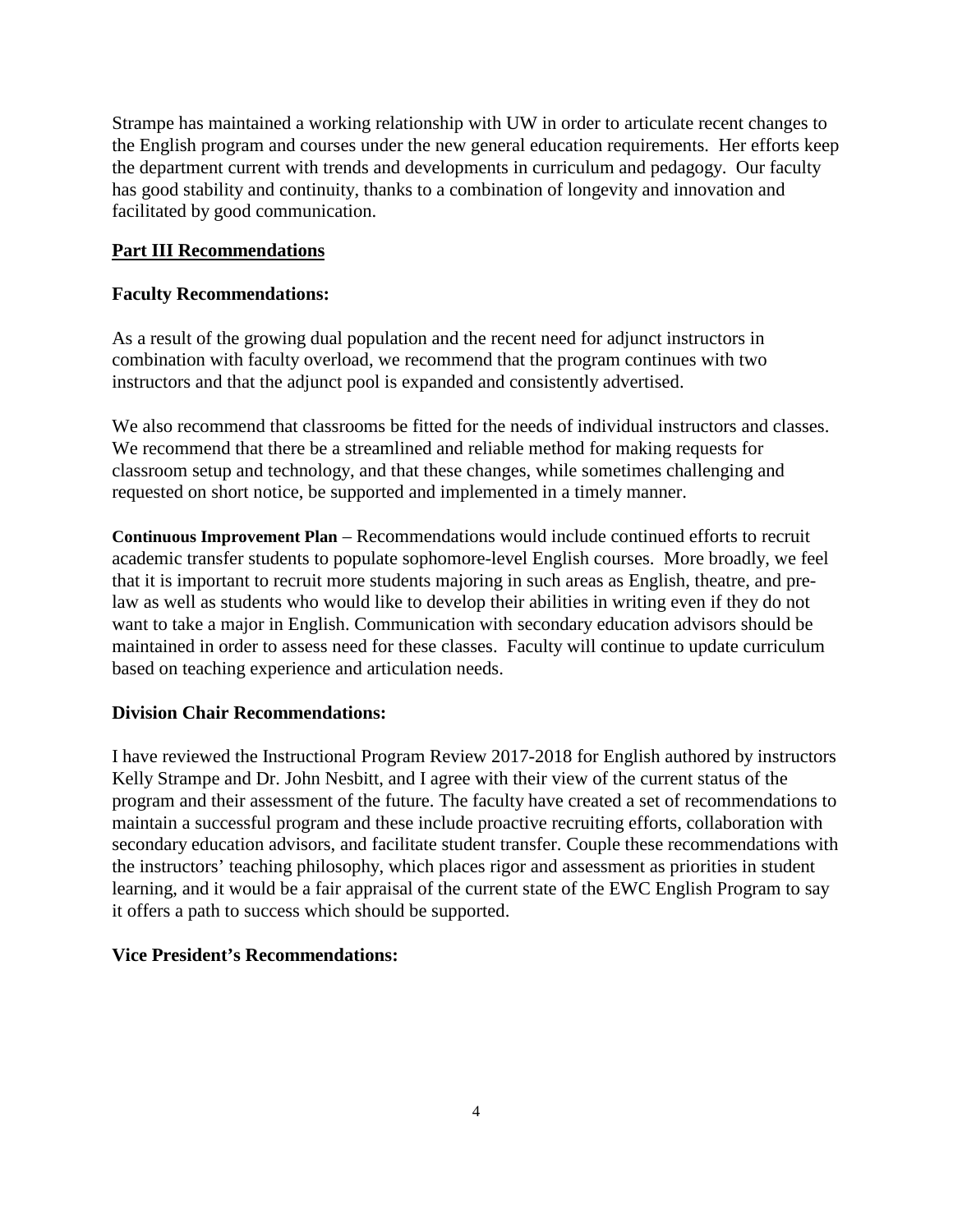Strampe has maintained a working relationship with UW in order to articulate recent changes to the English program and courses under the new general education requirements. Her efforts keep the department current with trends and developments in curriculum and pedagogy. Our faculty has good stability and continuity, thanks to a combination of longevity and innovation and facilitated by good communication.

## Part III Recommendations

### Faculty Recommendations:

As a result of the growing dual population and the recent need for adjunct instructors in combination with faculty overload, we recommend that the program continues with two instructors and that the adjunct pool is expanded and consistently advertised.

We also recommend that classrooms be fitted for the needs of individual instructors and classes. We recommend that there be a streamlined and reliable method for making requests for classroom setup and technology, and that these changes, while sometimes challenging and requested on short notice, be supported and implemented in a timely manner.

**Continuous Improvement Plan** – Recommendations would include continued efforts to recruit academic transfer students to populate sophomore-level English courses. More broadly, we feel that it is important to recruit more students majoring in such areas as English, theatre, and pre-law as well as students who would like to develop their abilities in writing even if they do not want to take a major in English. Communication with secondary education advisors should be maintained in order to assess need for these classes. Faculty will continue to update curriculum based on teaching experience and articulation needs.

### Division Chair Recommendations:

I have reviewed the Instructional Program Review 2017-2018 for English authored by instructors Kelly Strampe and Dr. John Nesbitt, and I agree with their view of the current status of the program and their assessment of the future. The faculty have created a set of recommendations to maintain a successful program and these include proactive recruiting efforts, collaboration with secondary education advisors, and facilitate student transfer. Couple these recommendations with the instructors' teaching philosophy, which places rigor and assessment as priorities in student learning, and it would be a fair appraisal of the current state of the EWC English Program to say it offers a path to success which should be supported.

### Vice President's Recommendations: